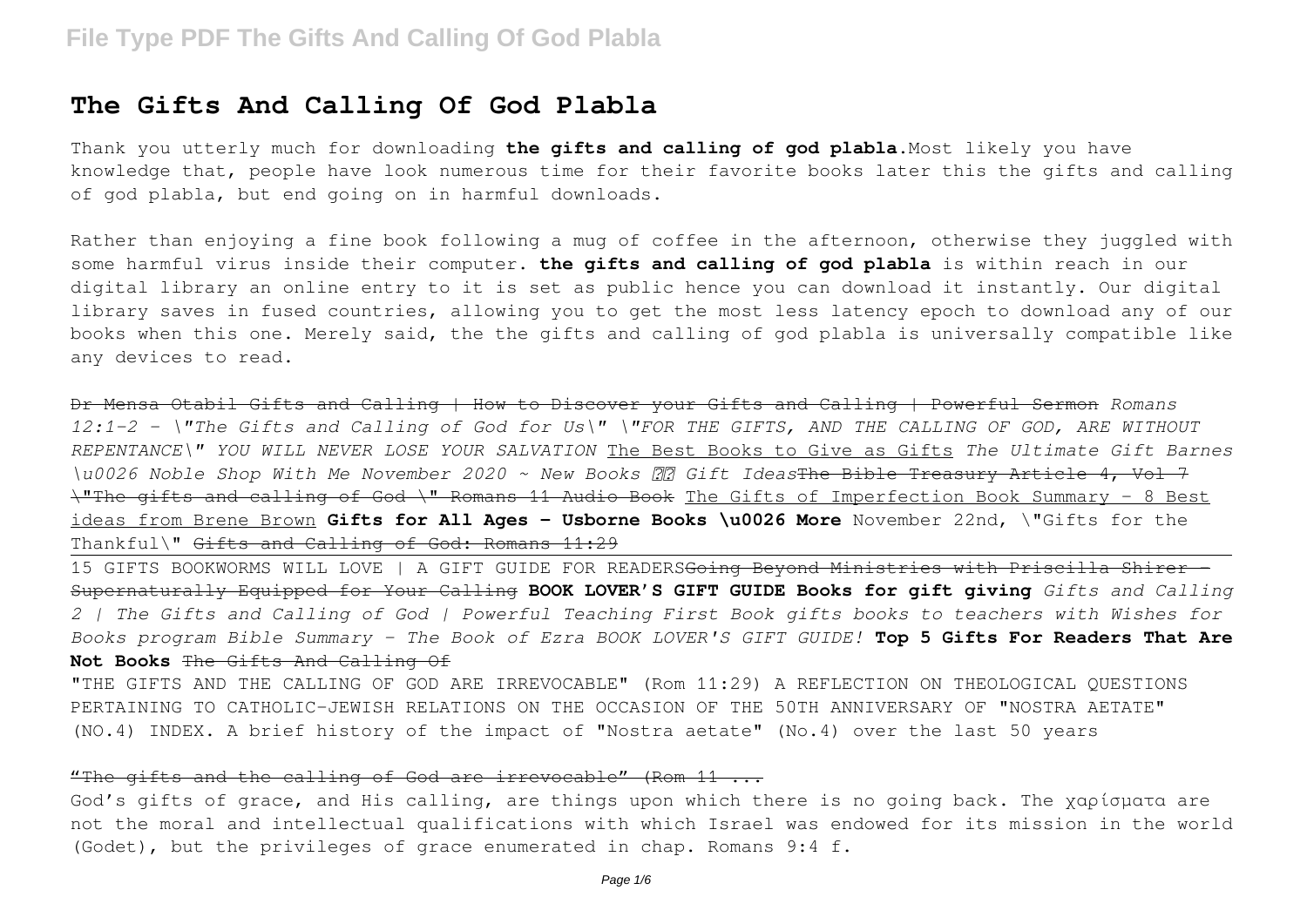# The Gifts And Calling Of God Plabla

Thank you utterly much for downloading **the gifts and calling of god plabla**.Most likely you have knowledge that, people have look numerous time for their favorite books later this the gifts and calling of god plabla, but end going on in harmful downloads.

Rather than enjoying a fine book following a mug of coffee in the afternoon, otherwise they juggled with some harmful virus inside their computer. **the gifts and calling of god plabla** is within reach in our digital library an online entry to it is set as public hence you can download it instantly. Our digital library saves in fused countries, allowing you to get the most less latency epoch to download any of our books when this one. Merely said, the the gifts and calling of god plabla is universally compatible like any devices to read.

~~Dr Mensa Otabil Gifts and Calling | How to Discover your Gifts and Calling | Powerful Sermon~~ *Romans 12:1-2 - \"The Gifts and Calling of God for Us\" \"FOR THE GIFTS, AND THE CALLING OF GOD, ARE WITHOUT REPENTANCE\" YOU WILL NEVER LOSE YOUR SALVATION* The Best Books to Give as Gifts *The Ultimate Gift Barnes \u0026 Noble Shop With Me November 2020 ~ New Books ?? Gift Ideas*~~The Bible Treasury Article 4, Vol 7 \"The gifts and calling of God \" Romans 11 Audio Book~~ The Gifts of Imperfection Book Summary - 8 Best ideas from Brene Brown **Gifts for All Ages - Usborne Books \u0026 More** November 22nd, \"Gifts for the Thankful\" ~~Gifts and Calling of God: Romans 11:29~~

15 GIFTS BOOKWORMS WILL LOVE | A GIFT GUIDE FOR READERS~~Going Beyond Ministries with Priscilla Shirer - Supernaturally Equipped for Your Calling~~ **BOOK LOVER'S GIFT GUIDE Books for gift giving** *Gifts and Calling 2 | The Gifts and Calling of God | Powerful Teaching First Book gifts books to teachers with Wishes for Books program Bible Summary - The Book of Ezra BOOK LOVER'S GIFT GUIDE!* **Top 5 Gifts For Readers That Are Not Books** ~~The Gifts And Calling Of~~

"THE GIFTS AND THE CALLING OF GOD ARE IRREVOCABLE" (Rom 11:29) A REFLECTION ON THEOLOGICAL QUESTIONS PERTAINING TO CATHOLIC-JEWISH RELATIONS ON THE OCCASION OF THE 50TH ANNIVERSARY OF "NOSTRA AETATE" (NO.4) INDEX. A brief history of the impact of "Nostra aetate" (No.4) over the last 50 years

"The gifts and the calling of God are irrevocable" (Rom 11 ...

God's gifts of grace, and His calling, are things upon which there is no going back. The χαρίσματα are not the moral and intellectual qualifications with which Israel was endowed for its mission in the world (Godet), but the privileges of grace enumerated in chap. Romans 9:4 f.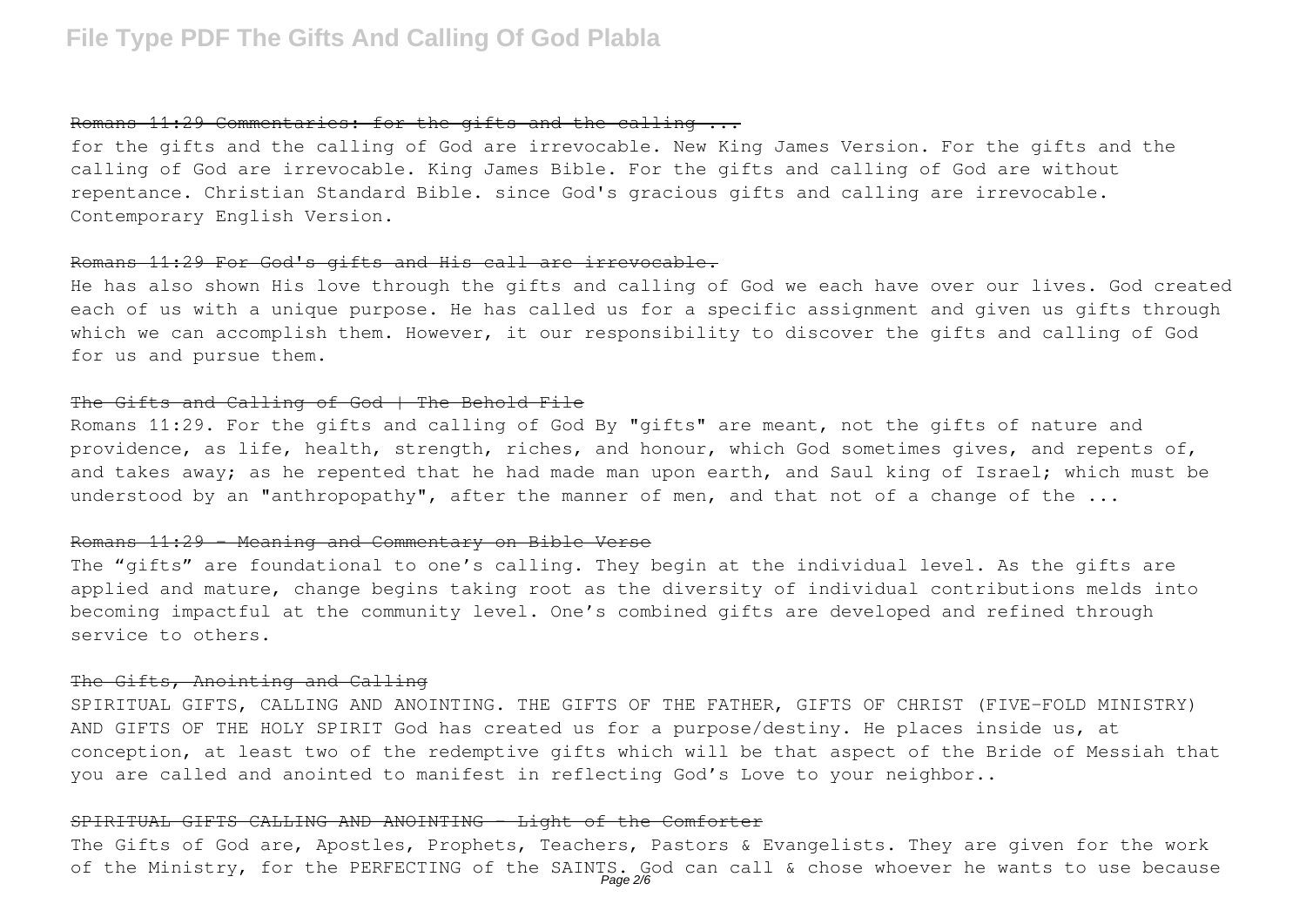## Romans 11:29 Commentaries: for the gifts and the calling ...

for the gifts and the calling of God are irrevocable. New King James Version. For the gifts and the calling of God are irrevocable. King James Bible. For the gifts and calling of God are without repentance. Christian Standard Bible. since God's gracious gifts and calling are irrevocable. Contemporary English Version.

## Romans 11:29 For God's gifts and His call are irrevocable.

He has also shown His love through the gifts and calling of God we each have over our lives. God created each of us with a unique purpose. He has called us for a specific assignment and given us gifts through which we can accomplish them. However, it our responsibility to discover the gifts and calling of God for us and pursue them.

## The Gifts and Calling of God | The Behold File

Romans 11:29. For the gifts and calling of God By "gifts" are meant, not the gifts of nature and providence, as life, health, strength, riches, and honour, which God sometimes gives, and repents of, and takes away; as he repented that he had made man upon earth, and Saul king of Israel; which must be understood by an "anthropopathy", after the manner of men, and that not of a change of the ...

## Romans 11:29 - Meaning and Commentary on Bible Verse

The "gifts" are foundational to one's calling. They begin at the individual level. As the gifts are applied and mature, change begins taking root as the diversity of individual contributions melds into becoming impactful at the community level. One's combined gifts are developed and refined through service to others.

## The Gifts, Anointing and Calling

SPIRITUAL GIFTS, CALLING AND ANOINTING. THE GIFTS OF THE FATHER, GIFTS OF CHRIST (FIVE-FOLD MINISTRY) AND GIFTS OF THE HOLY SPIRIT God has created us for a purpose/destiny. He places inside us, at conception, at least two of the redemptive gifts which will be that aspect of the Bride of Messiah that you are called and anointed to manifest in reflecting God's Love to your neighbor..

## SPIRITUAL GIFTS CALLING AND ANOINTING - Light of the Comforter

The Gifts of God are, Apostles, Prophets, Teachers, Pastors & Evangelists. They are given for the work of the Ministry, for the PERFECTING of the SAINTS. God can call & chose whoever he wants to use because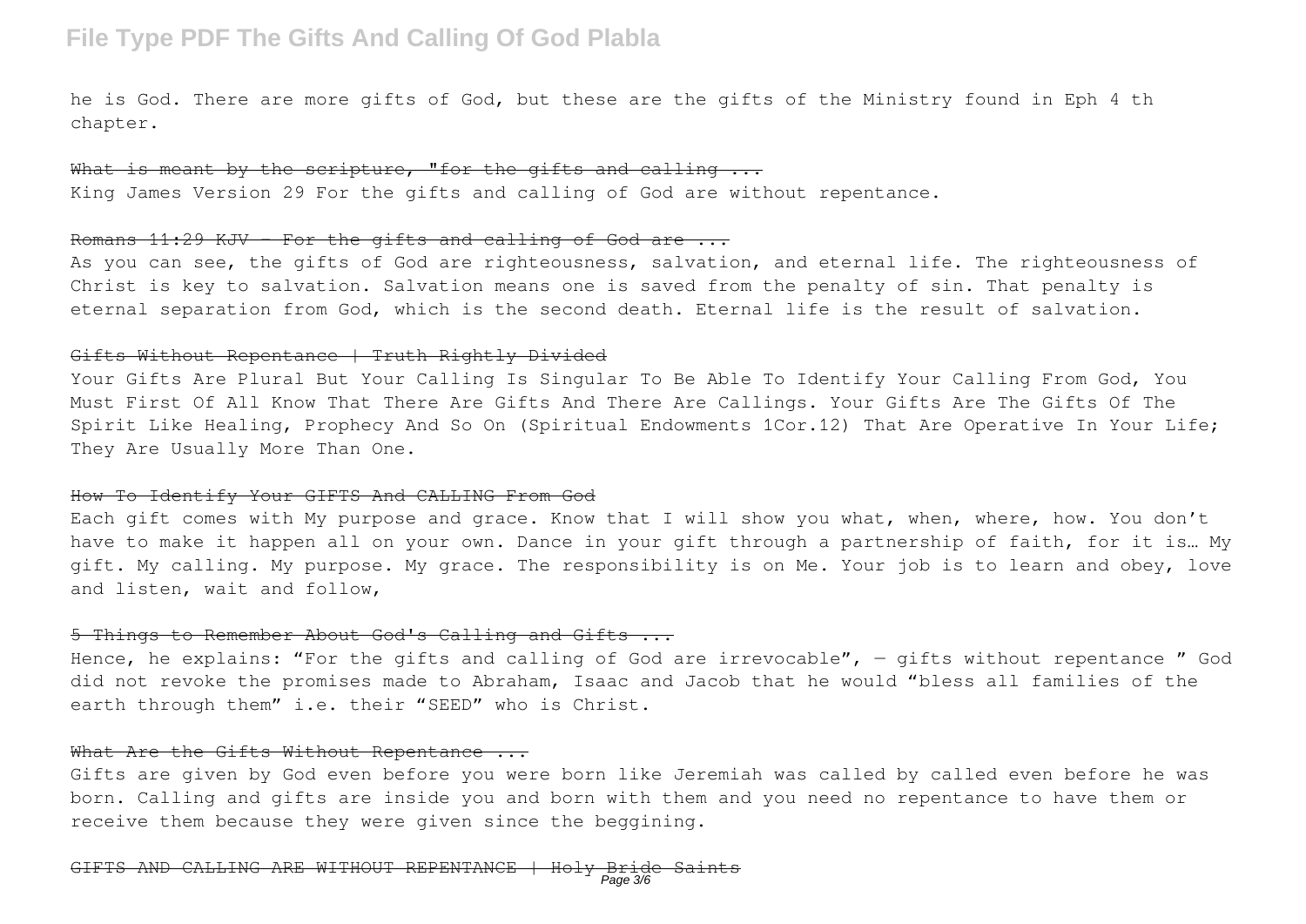he is God. There are more gifts of God, but these are the gifts of the Ministry found in Eph 4 th chapter.

~~What is meant by the scripture, "for the gifts and calling ...~~

King James Version 29 For the gifts and calling of God are without repentance.

~~Romans 11:29 KJV - For the gifts and calling of God are ...~~

As you can see, the gifts of God are righteousness, salvation, and eternal life. The righteousness of Christ is key to salvation. Salvation means one is saved from the penalty of sin. That penalty is eternal separation from God, which is the second death. Eternal life is the result of salvation.

~~Gifts Without Repentance | Truth Rightly Divided~~

Your Gifts Are Plural But Your Calling Is Singular To Be Able To Identify Your Calling From God, You Must First Of All Know That There Are Gifts And There Are Callings. Your Gifts Are The Gifts Of The Spirit Like Healing, Prophecy And So On (Spiritual Endowments 1Cor.12) That Are Operative In Your Life; They Are Usually More Than One.

~~How To Identify Your GIFTS And CALLING From God~~

Each gift comes with My purpose and grace. Know that I will show you what, when, where, how. You don't have to make it happen all on your own. Dance in your gift through a partnership of faith, for it is… My gift. My calling. My purpose. My grace. The responsibility is on Me. Your job is to learn and obey, love and listen, wait and follow,

~~5 Things to Remember About God's Calling and Gifts ...~~

Hence, he explains: "For the gifts and calling of God are irrevocable", — gifts without repentance " God did not revoke the promises made to Abraham, Isaac and Jacob that he would "bless all families of the earth through them" i.e. their "SEED" who is Christ.

~~What Are the Gifts Without Repentance ...~~

Gifts are given by God even before you were born like Jeremiah was called by called even before he was born. Calling and gifts are inside you and born with them and you need no repentance to have them or receive them because they were given since the beggining.

~~GIFTS AND CALLING ARE WITHOUT REPENTANCE | Holy Bride Saints~~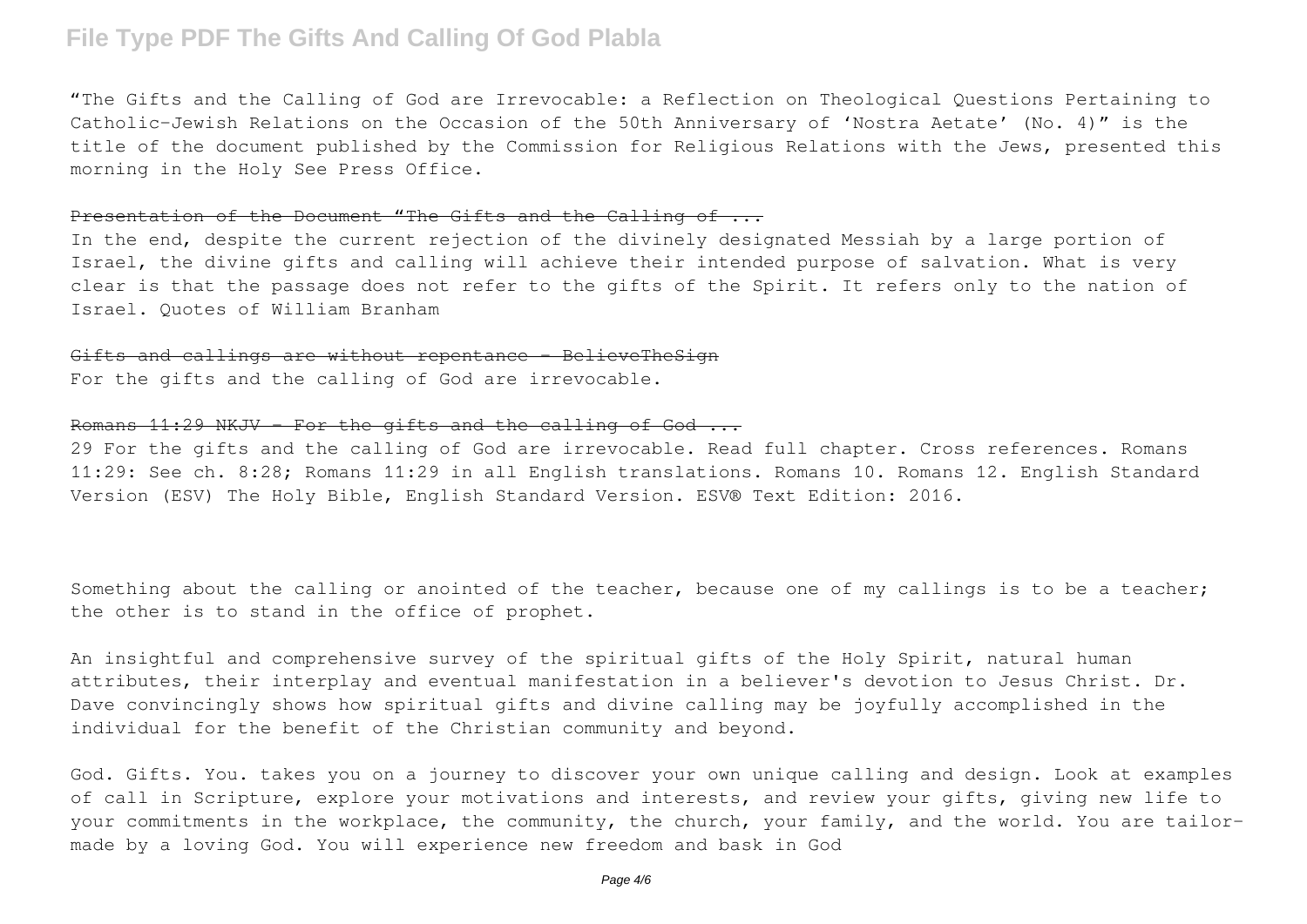"The Gifts and the Calling of God are Irrevocable: a Reflection on Theological Questions Pertaining to Catholic-Jewish Relations on the Occasion of the 50th Anniversary of 'Nostra Aetate' (No. 4)" is the title of the document published by the Commission for Religious Relations with the Jews, presented this morning in the Holy See Press Office.

### Presentation of the Document "The Gifts and the Calling of ...

In the end, despite the current rejection of the divinely designated Messiah by a large portion of Israel, the divine gifts and calling will achieve their intended purpose of salvation. What is very clear is that the passage does not refer to the gifts of the Spirit. It refers only to the nation of Israel. Quotes of William Branham

### Gifts and callings are without repentance - BelieveTheSign

For the gifts and the calling of God are irrevocable.

### Romans 11:29 NKJV - For the gifts and the calling of God ...

29 For the gifts and the calling of God are irrevocable. Read full chapter. Cross references. Romans 11:29: See ch. 8:28; Romans 11:29 in all English translations. Romans 10. Romans 12. English Standard Version (ESV) The Holy Bible, English Standard Version. ESV® Text Edition: 2016.

Something about the calling or anointed of the teacher, because one of my callings is to be a teacher; the other is to stand in the office of prophet.

An insightful and comprehensive survey of the spiritual gifts of the Holy Spirit, natural human attributes, their interplay and eventual manifestation in a believer's devotion to Jesus Christ. Dr. Dave convincingly shows how spiritual gifts and divine calling may be joyfully accomplished in the individual for the benefit of the Christian community and beyond.

God. Gifts. You. takes you on a journey to discover your own unique calling and design. Look at examples of call in Scripture, explore your motivations and interests, and review your gifts, giving new life to your commitments in the workplace, the community, the church, your family, and the world. You are tailor-made by a loving God. You will experience new freedom and bask in God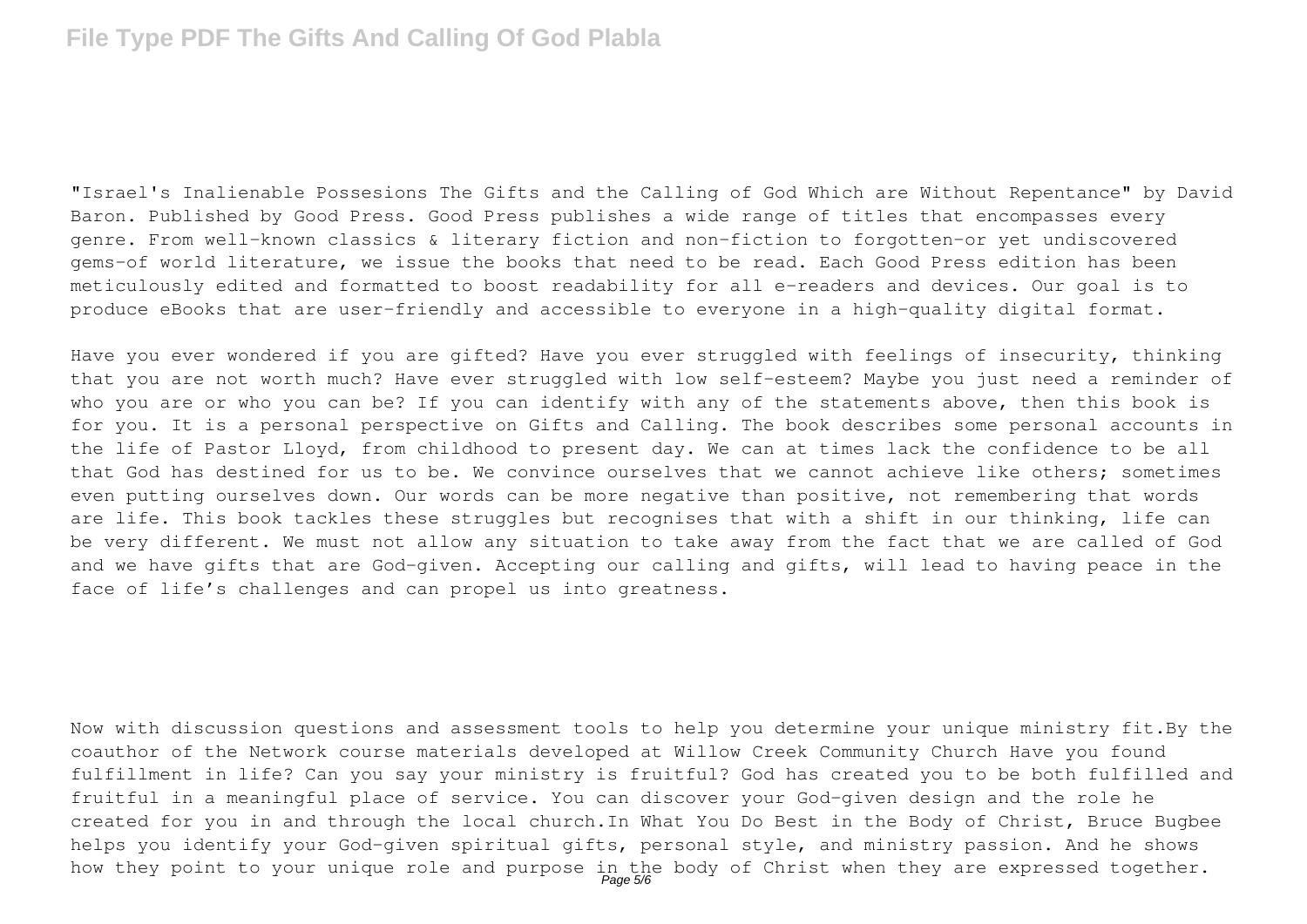"Israel's Inalienable Possesions The Gifts and the Calling of God Which are Without Repentance" by David Baron. Published by Good Press. Good Press publishes a wide range of titles that encompasses every genre. From well-known classics & literary fiction and non-fiction to forgotten−or yet undiscovered gems−of world literature, we issue the books that need to be read. Each Good Press edition has been meticulously edited and formatted to boost readability for all e-readers and devices. Our goal is to produce eBooks that are user-friendly and accessible to everyone in a high-quality digital format.

Have you ever wondered if you are gifted? Have you ever struggled with feelings of insecurity, thinking that you are not worth much? Have ever struggled with low self-esteem? Maybe you just need a reminder of who you are or who you can be? If you can identify with any of the statements above, then this book is for you. It is a personal perspective on Gifts and Calling. The book describes some personal accounts in the life of Pastor Lloyd, from childhood to present day. We can at times lack the confidence to be all that God has destined for us to be. We convince ourselves that we cannot achieve like others; sometimes even putting ourselves down. Our words can be more negative than positive, not remembering that words are life. This book tackles these struggles but recognises that with a shift in our thinking, life can be very different. We must not allow any situation to take away from the fact that we are called of God and we have gifts that are God-given. Accepting our calling and gifts, will lead to having peace in the face of life's challenges and can propel us into greatness.

Now with discussion questions and assessment tools to help you determine your unique ministry fit.By the coauthor of the Network course materials developed at Willow Creek Community Church Have you found fulfillment in life? Can you say your ministry is fruitful? God has created you to be both fulfilled and fruitful in a meaningful place of service. You can discover your God-given design and the role he created for you in and through the local church.In What You Do Best in the Body of Christ, Bruce Bugbee helps you identify your God-given spiritual gifts, personal style, and ministry passion. And he shows how they point to your unique role and purpose in the body of Christ when they are expressed together.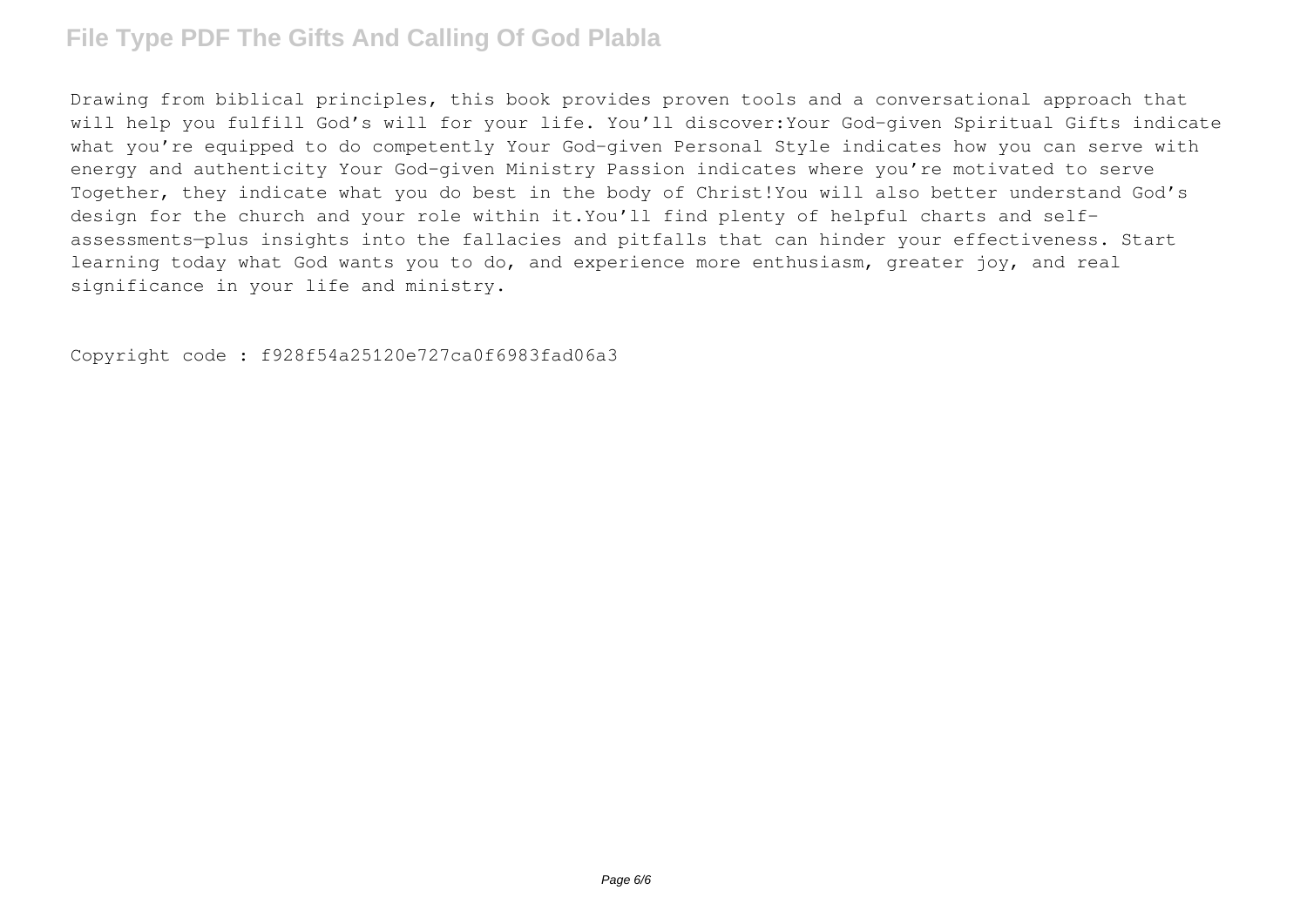Drawing from biblical principles, this book provides proven tools and a conversational approach that will help you fulfill God's will for your life. You'll discover:Your God-given Spiritual Gifts indicate what you're equipped to do competently Your God-given Personal Style indicates how you can serve with energy and authenticity Your God-given Ministry Passion indicates where you're motivated to serve Together, they indicate what you do best in the body of Christ!You will also better understand God's design for the church and your role within it.You'll find plenty of helpful charts and self-assessments—plus insights into the fallacies and pitfalls that can hinder your effectiveness. Start learning today what God wants you to do, and experience more enthusiasm, greater joy, and real significance in your life and ministry.

Copyright code : f928f54a25120e727ca0f6983fad06a3